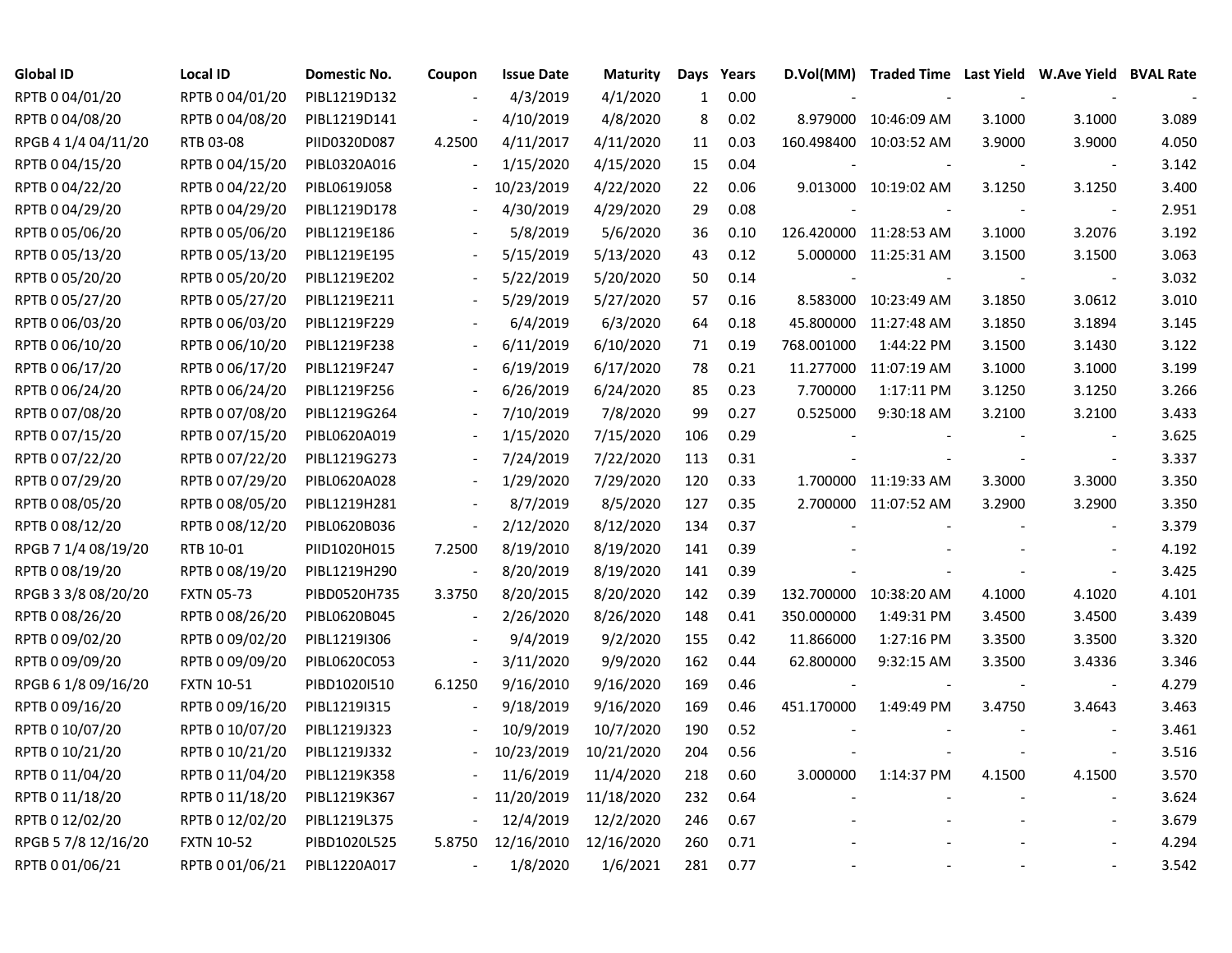| Global ID | Local ID | Domestic No. | Coupon | Issue Date | Maturity | Days | Years | D.Vol(MM) | Traded Time | Last Yield | W.Ave Yield | BVAL Rate |
|---|---|---|---|---|---|---|---|---|---|---|---|---|
| RPTB 0 04/01/20 | RPTB 0 04/01/20 | PIBL1219D132 | - | 4/3/2019 | 4/1/2020 | 1 | 0.00 | - | - | - | - | - |
| RPTB 0 04/08/20 | RPTB 0 04/08/20 | PIBL1219D141 | - | 4/10/2019 | 4/8/2020 | 8 | 0.02 | 8.979000 | 10:46:09 AM | 3.1000 | 3.1000 | 3.089 |
| RPGB 4 1/4 04/11/20 | RTB 03-08 | PIID0320D087 | 4.2500 | 4/11/2017 | 4/11/2020 | 11 | 0.03 | 160.498400 | 10:03:52 AM | 3.9000 | 3.9000 | 4.050 |
| RPTB 0 04/15/20 | RPTB 0 04/15/20 | PIBL0320A016 | - | 1/15/2020 | 4/15/2020 | 15 | 0.04 | - | - | - | - | 3.142 |
| RPTB 0 04/22/20 | RPTB 0 04/22/20 | PIBL0619J058 | - | 10/23/2019 | 4/22/2020 | 22 | 0.06 | 9.013000 | 10:19:02 AM | 3.1250 | 3.1250 | 3.400 |
| RPTB 0 04/29/20 | RPTB 0 04/29/20 | PIBL1219D178 | - | 4/30/2019 | 4/29/2020 | 29 | 0.08 | - | - | - | - | 2.951 |
| RPTB 0 05/06/20 | RPTB 0 05/06/20 | PIBL1219E186 | - | 5/8/2019 | 5/6/2020 | 36 | 0.10 | 126.420000 | 11:28:53 AM | 3.1000 | 3.2076 | 3.192 |
| RPTB 0 05/13/20 | RPTB 0 05/13/20 | PIBL1219E195 | - | 5/15/2019 | 5/13/2020 | 43 | 0.12 | 5.000000 | 11:25:31 AM | 3.1500 | 3.1500 | 3.063 |
| RPTB 0 05/20/20 | RPTB 0 05/20/20 | PIBL1219E202 | - | 5/22/2019 | 5/20/2020 | 50 | 0.14 | - | - | - | - | 3.032 |
| RPTB 0 05/27/20 | RPTB 0 05/27/20 | PIBL1219E211 | - | 5/29/2019 | 5/27/2020 | 57 | 0.16 | 8.583000 | 10:23:49 AM | 3.1850 | 3.0612 | 3.010 |
| RPTB 0 06/03/20 | RPTB 0 06/03/20 | PIBL1219F229 | - | 6/4/2019 | 6/3/2020 | 64 | 0.18 | 45.800000 | 11:27:48 AM | 3.1850 | 3.1894 | 3.145 |
| RPTB 0 06/10/20 | RPTB 0 06/10/20 | PIBL1219F238 | - | 6/11/2019 | 6/10/2020 | 71 | 0.19 | 768.001000 | 1:44:22 PM | 3.1500 | 3.1430 | 3.122 |
| RPTB 0 06/17/20 | RPTB 0 06/17/20 | PIBL1219F247 | - | 6/19/2019 | 6/17/2020 | 78 | 0.21 | 11.277000 | 11:07:19 AM | 3.1000 | 3.1000 | 3.199 |
| RPTB 0 06/24/20 | RPTB 0 06/24/20 | PIBL1219F256 | - | 6/26/2019 | 6/24/2020 | 85 | 0.23 | 7.700000 | 1:17:11 PM | 3.1250 | 3.1250 | 3.266 |
| RPTB 0 07/08/20 | RPTB 0 07/08/20 | PIBL1219G264 | - | 7/10/2019 | 7/8/2020 | 99 | 0.27 | 0.525000 | 9:30:18 AM | 3.2100 | 3.2100 | 3.433 |
| RPTB 0 07/15/20 | RPTB 0 07/15/20 | PIBL0620A019 | - | 1/15/2020 | 7/15/2020 | 106 | 0.29 | - | - | - | - | 3.625 |
| RPTB 0 07/22/20 | RPTB 0 07/22/20 | PIBL1219G273 | - | 7/24/2019 | 7/22/2020 | 113 | 0.31 | - | - | - | - | 3.337 |
| RPTB 0 07/29/20 | RPTB 0 07/29/20 | PIBL0620A028 | - | 1/29/2020 | 7/29/2020 | 120 | 0.33 | 1.700000 | 11:19:33 AM | 3.3000 | 3.3000 | 3.350 |
| RPTB 0 08/05/20 | RPTB 0 08/05/20 | PIBL1219H281 | - | 8/7/2019 | 8/5/2020 | 127 | 0.35 | 2.700000 | 11:07:52 AM | 3.2900 | 3.2900 | 3.350 |
| RPTB 0 08/12/20 | RPTB 0 08/12/20 | PIBL0620B036 | - | 2/12/2020 | 8/12/2020 | 134 | 0.37 | - | - | - | - | 3.379 |
| RPGB 7 1/4 08/19/20 | RTB 10-01 | PIID1020H015 | 7.2500 | 8/19/2010 | 8/19/2020 | 141 | 0.39 | - | - | - | - | 4.192 |
| RPTB 0 08/19/20 | RPTB 0 08/19/20 | PIBL1219H290 | - | 8/20/2019 | 8/19/2020 | 141 | 0.39 | - | - | - | - | 3.425 |
| RPGB 3 3/8 08/20/20 | FXTN 05-73 | PIBD0520H735 | 3.3750 | 8/20/2015 | 8/20/2020 | 142 | 0.39 | 132.700000 | 10:38:20 AM | 4.1000 | 4.1020 | 4.101 |
| RPTB 0 08/26/20 | RPTB 0 08/26/20 | PIBL0620B045 | - | 2/26/2020 | 8/26/2020 | 148 | 0.41 | 350.000000 | 1:49:31 PM | 3.4500 | 3.4500 | 3.439 |
| RPTB 0 09/02/20 | RPTB 0 09/02/20 | PIBL1219I306 | - | 9/4/2019 | 9/2/2020 | 155 | 0.42 | 11.866000 | 1:27:16 PM | 3.3500 | 3.3500 | 3.320 |
| RPTB 0 09/09/20 | RPTB 0 09/09/20 | PIBL0620C053 | - | 3/11/2020 | 9/9/2020 | 162 | 0.44 | 62.800000 | 9:32:15 AM | 3.3500 | 3.4336 | 3.346 |
| RPGB 6 1/8 09/16/20 | FXTN 10-51 | PIBD1020I510 | 6.1250 | 9/16/2010 | 9/16/2020 | 169 | 0.46 | - | - | - | - | 4.279 |
| RPTB 0 09/16/20 | RPTB 0 09/16/20 | PIBL1219I315 | - | 9/18/2019 | 9/16/2020 | 169 | 0.46 | 451.170000 | 1:49:49 PM | 3.4750 | 3.4643 | 3.463 |
| RPTB 0 10/07/20 | RPTB 0 10/07/20 | PIBL1219J323 | - | 10/9/2019 | 10/7/2020 | 190 | 0.52 | - | - | - | - | 3.461 |
| RPTB 0 10/21/20 | RPTB 0 10/21/20 | PIBL1219J332 | - | 10/23/2019 | 10/21/2020 | 204 | 0.56 | - | - | - | - | 3.516 |
| RPTB 0 11/04/20 | RPTB 0 11/04/20 | PIBL1219K358 | - | 11/6/2019 | 11/4/2020 | 218 | 0.60 | 3.000000 | 1:14:37 PM | 4.1500 | 4.1500 | 3.570 |
| RPTB 0 11/18/20 | RPTB 0 11/18/20 | PIBL1219K367 | - | 11/20/2019 | 11/18/2020 | 232 | 0.64 | - | - | - | - | 3.624 |
| RPTB 0 12/02/20 | RPTB 0 12/02/20 | PIBL1219L375 | - | 12/4/2019 | 12/2/2020 | 246 | 0.67 | - | - | - | - | 3.679 |
| RPGB 5 7/8 12/16/20 | FXTN 10-52 | PIBD1020L525 | 5.8750 | 12/16/2010 | 12/16/2020 | 260 | 0.71 | - | - | - | - | 4.294 |
| RPTB 0 01/06/21 | RPTB 0 01/06/21 | PIBL1220A017 | - | 1/8/2020 | 1/6/2021 | 281 | 0.77 | - | - | - | - | 3.542 |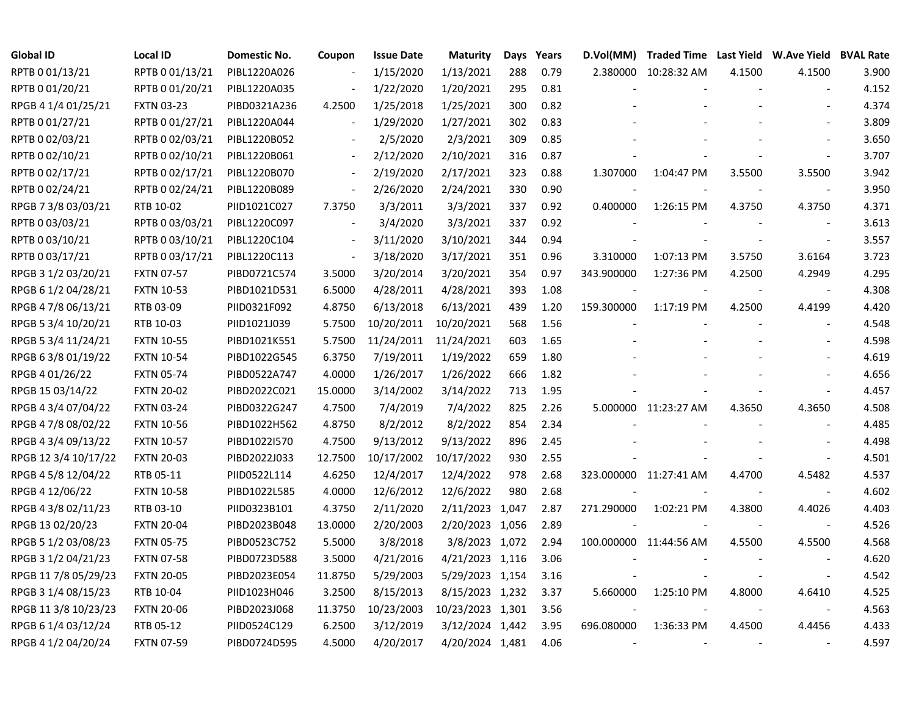| Global ID | Local ID | Domestic No. | Coupon | Issue Date | Maturity | Days | Years | D.Vol(MM) | Traded Time | Last Yield | W.Ave Yield | BVAL Rate |
|---|---|---|---|---|---|---|---|---|---|---|---|---|
| RPTB 0 01/13/21 | RPTB 0 01/13/21 | PIBL1220A026 | - | 1/15/2020 | 1/13/2021 | 288 | 0.79 | 2.380000 | 10:28:32 AM | 4.1500 | 4.1500 | 3.900 |
| RPTB 0 01/20/21 | RPTB 0 01/20/21 | PIBL1220A035 | - | 1/22/2020 | 1/20/2021 | 295 | 0.81 | - | - | - | - | 4.152 |
| RPGB 4 1/4 01/25/21 | FXTN 03-23 | PIBD0321A236 | 4.2500 | 1/25/2018 | 1/25/2021 | 300 | 0.82 | - | - | - | - | 4.374 |
| RPTB 0 01/27/21 | RPTB 0 01/27/21 | PIBL1220A044 | - | 1/29/2020 | 1/27/2021 | 302 | 0.83 | - | - | - | - | 3.809 |
| RPTB 0 02/03/21 | RPTB 0 02/03/21 | PIBL1220B052 | - | 2/5/2020 | 2/3/2021 | 309 | 0.85 | - | - | - | - | 3.650 |
| RPTB 0 02/10/21 | RPTB 0 02/10/21 | PIBL1220B061 | - | 2/12/2020 | 2/10/2021 | 316 | 0.87 | - | - | - | - | 3.707 |
| RPTB 0 02/17/21 | RPTB 0 02/17/21 | PIBL1220B070 | - | 2/19/2020 | 2/17/2021 | 323 | 0.88 | 1.307000 | 1:04:47 PM | 3.5500 | 3.5500 | 3.942 |
| RPTB 0 02/24/21 | RPTB 0 02/24/21 | PIBL1220B089 | - | 2/26/2020 | 2/24/2021 | 330 | 0.90 | - | - | - | - | 3.950 |
| RPGB 7 3/8 03/03/21 | RTB 10-02 | PIID1021C027 | 7.3750 | 3/3/2011 | 3/3/2021 | 337 | 0.92 | 0.400000 | 1:26:15 PM | 4.3750 | 4.3750 | 4.371 |
| RPTB 0 03/03/21 | RPTB 0 03/03/21 | PIBL1220C097 | - | 3/4/2020 | 3/3/2021 | 337 | 0.92 | - | - | - | - | 3.613 |
| RPTB 0 03/10/21 | RPTB 0 03/10/21 | PIBL1220C104 | - | 3/11/2020 | 3/10/2021 | 344 | 0.94 | - | - | - | - | 3.557 |
| RPTB 0 03/17/21 | RPTB 0 03/17/21 | PIBL1220C113 | - | 3/18/2020 | 3/17/2021 | 351 | 0.96 | 3.310000 | 1:07:13 PM | 3.5750 | 3.6164 | 3.723 |
| RPGB 3 1/2 03/20/21 | FXTN 07-57 | PIBD0721C574 | 3.5000 | 3/20/2014 | 3/20/2021 | 354 | 0.97 | 343.900000 | 1:27:36 PM | 4.2500 | 4.2949 | 4.295 |
| RPGB 6 1/2 04/28/21 | FXTN 10-53 | PIBD1021D531 | 6.5000 | 4/28/2011 | 4/28/2021 | 393 | 1.08 | - | - | - | - | 4.308 |
| RPGB 4 7/8 06/13/21 | RTB 03-09 | PIID0321F092 | 4.8750 | 6/13/2018 | 6/13/2021 | 439 | 1.20 | 159.300000 | 1:17:19 PM | 4.2500 | 4.4199 | 4.420 |
| RPGB 5 3/4 10/20/21 | RTB 10-03 | PIID1021J039 | 5.7500 | 10/20/2011 | 10/20/2021 | 568 | 1.56 | - | - | - | - | 4.548 |
| RPGB 5 3/4 11/24/21 | FXTN 10-55 | PIBD1021K551 | 5.7500 | 11/24/2011 | 11/24/2021 | 603 | 1.65 | - | - | - | - | 4.598 |
| RPGB 6 3/8 01/19/22 | FXTN 10-54 | PIBD1022G545 | 6.3750 | 7/19/2011 | 1/19/2022 | 659 | 1.80 | - | - | - | - | 4.619 |
| RPGB 4 01/26/22 | FXTN 05-74 | PIBD0522A747 | 4.0000 | 1/26/2017 | 1/26/2022 | 666 | 1.82 | - | - | - | - | 4.656 |
| RPGB 15 03/14/22 | FXTN 20-02 | PIBD2022C021 | 15.0000 | 3/14/2002 | 3/14/2022 | 713 | 1.95 | - | - | - | - | 4.457 |
| RPGB 4 3/4 07/04/22 | FXTN 03-24 | PIBD0322G247 | 4.7500 | 7/4/2019 | 7/4/2022 | 825 | 2.26 | 5.000000 | 11:23:27 AM | 4.3650 | 4.3650 | 4.508 |
| RPGB 4 7/8 08/02/22 | FXTN 10-56 | PIBD1022H562 | 4.8750 | 8/2/2012 | 8/2/2022 | 854 | 2.34 | - | - | - | - | 4.485 |
| RPGB 4 3/4 09/13/22 | FXTN 10-57 | PIBD1022I570 | 4.7500 | 9/13/2012 | 9/13/2022 | 896 | 2.45 | - | - | - | - | 4.498 |
| RPGB 12 3/4 10/17/22 | FXTN 20-03 | PIBD2022J033 | 12.7500 | 10/17/2002 | 10/17/2022 | 930 | 2.55 | - | - | - | - | 4.501 |
| RPGB 4 5/8 12/04/22 | RTB 05-11 | PIID0522L114 | 4.6250 | 12/4/2017 | 12/4/2022 | 978 | 2.68 | 323.000000 | 11:27:41 AM | 4.4700 | 4.5482 | 4.537 |
| RPGB 4 12/06/22 | FXTN 10-58 | PIBD1022L585 | 4.0000 | 12/6/2012 | 12/6/2022 | 980 | 2.68 | - | - | - | - | 4.602 |
| RPGB 4 3/8 02/11/23 | RTB 03-10 | PIID0323B101 | 4.3750 | 2/11/2020 | 2/11/2023 | 1,047 | 2.87 | 271.290000 | 1:02:21 PM | 4.3800 | 4.4026 | 4.403 |
| RPGB 13 02/20/23 | FXTN 20-04 | PIBD2023B048 | 13.0000 | 2/20/2003 | 2/20/2023 | 1,056 | 2.89 | - | - | - | - | 4.526 |
| RPGB 5 1/2 03/08/23 | FXTN 05-75 | PIBD0523C752 | 5.5000 | 3/8/2018 | 3/8/2023 | 1,072 | 2.94 | 100.000000 | 11:44:56 AM | 4.5500 | 4.5500 | 4.568 |
| RPGB 3 1/2 04/21/23 | FXTN 07-58 | PIBD0723D588 | 3.5000 | 4/21/2016 | 4/21/2023 | 1,116 | 3.06 | - | - | - | - | 4.620 |
| RPGB 11 7/8 05/29/23 | FXTN 20-05 | PIBD2023E054 | 11.8750 | 5/29/2003 | 5/29/2023 | 1,154 | 3.16 | - | - | - | - | 4.542 |
| RPGB 3 1/4 08/15/23 | RTB 10-04 | PIID1023H046 | 3.2500 | 8/15/2013 | 8/15/2023 | 1,232 | 3.37 | 5.660000 | 1:25:10 PM | 4.8000 | 4.6410 | 4.525 |
| RPGB 11 3/8 10/23/23 | FXTN 20-06 | PIBD2023J068 | 11.3750 | 10/23/2003 | 10/23/2023 | 1,301 | 3.56 | - | - | - | - | 4.563 |
| RPGB 6 1/4 03/12/24 | RTB 05-12 | PIID0524C129 | 6.2500 | 3/12/2019 | 3/12/2024 | 1,442 | 3.95 | 696.080000 | 1:36:33 PM | 4.4500 | 4.4456 | 4.433 |
| RPGB 4 1/2 04/20/24 | FXTN 07-59 | PIBD0724D595 | 4.5000 | 4/20/2017 | 4/20/2024 | 1,481 | 4.06 | - | - | - | - | 4.597 |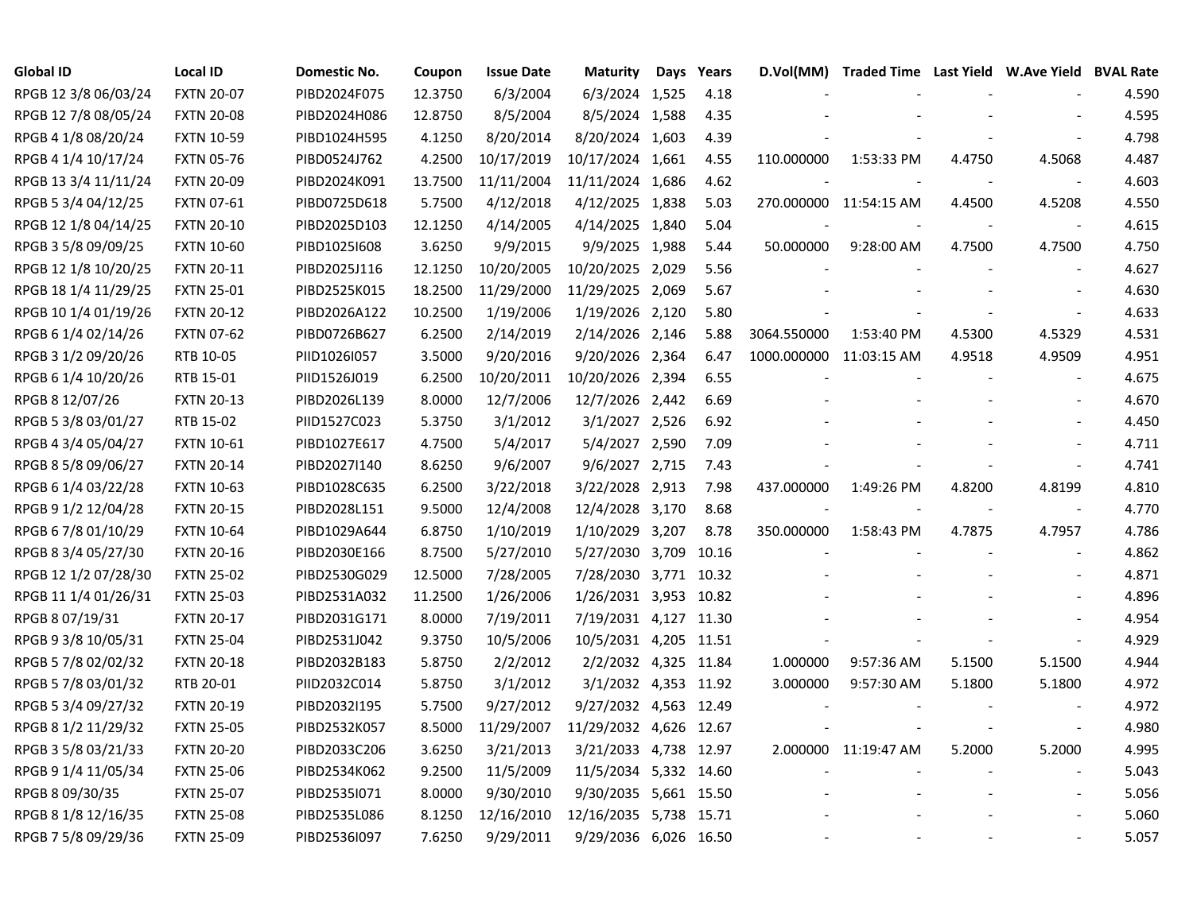| Global ID | Local ID | Domestic No. | Coupon | Issue Date | Maturity | Days | Years | D.Vol(MM) | Traded Time | Last Yield | W.Ave Yield | BVAL Rate |
|---|---|---|---|---|---|---|---|---|---|---|---|---|
| RPGB 12 3/8 06/03/24 | FXTN 20-07 | PIBD2024F075 | 12.3750 | 6/3/2004 | 6/3/2024 | 1,525 | 4.18 | - | - | - | - | 4.590 |
| RPGB 12 7/8 08/05/24 | FXTN 20-08 | PIBD2024H086 | 12.8750 | 8/5/2004 | 8/5/2024 | 1,588 | 4.35 | - | - | - | - | 4.595 |
| RPGB 4 1/8 08/20/24 | FXTN 10-59 | PIBD1024H595 | 4.1250 | 8/20/2014 | 8/20/2024 | 1,603 | 4.39 | - | - | - | - | 4.798 |
| RPGB 4 1/4 10/17/24 | FXTN 05-76 | PIBD0524J762 | 4.2500 | 10/17/2019 | 10/17/2024 | 1,661 | 4.55 | 110.000000 | 1:53:33 PM | 4.4750 | 4.5068 | 4.487 |
| RPGB 13 3/4 11/11/24 | FXTN 20-09 | PIBD2024K091 | 13.7500 | 11/11/2004 | 11/11/2024 | 1,686 | 4.62 | - | - | - | - | 4.603 |
| RPGB 5 3/4 04/12/25 | FXTN 07-61 | PIBD0725D618 | 5.7500 | 4/12/2018 | 4/12/2025 | 1,838 | 5.03 | 270.000000 | 11:54:15 AM | 4.4500 | 4.5208 | 4.550 |
| RPGB 12 1/8 04/14/25 | FXTN 20-10 | PIBD2025D103 | 12.1250 | 4/14/2005 | 4/14/2025 | 1,840 | 5.04 | - | - | - | - | 4.615 |
| RPGB 3 5/8 09/09/25 | FXTN 10-60 | PIBD1025I608 | 3.6250 | 9/9/2015 | 9/9/2025 | 1,988 | 5.44 | 50.000000 | 9:28:00 AM | 4.7500 | 4.7500 | 4.750 |
| RPGB 12 1/8 10/20/25 | FXTN 20-11 | PIBD2025J116 | 12.1250 | 10/20/2005 | 10/20/2025 | 2,029 | 5.56 | - | - | - | - | 4.627 |
| RPGB 18 1/4 11/29/25 | FXTN 25-01 | PIBD2525K015 | 18.2500 | 11/29/2000 | 11/29/2025 | 2,069 | 5.67 | - | - | - | - | 4.630 |
| RPGB 10 1/4 01/19/26 | FXTN 20-12 | PIBD2026A122 | 10.2500 | 1/19/2006 | 1/19/2026 | 2,120 | 5.80 | - | - | - | - | 4.633 |
| RPGB 6 1/4 02/14/26 | FXTN 07-62 | PIBD0726B627 | 6.2500 | 2/14/2019 | 2/14/2026 | 2,146 | 5.88 | 3064.550000 | 1:53:40 PM | 4.5300 | 4.5329 | 4.531 |
| RPGB 3 1/2 09/20/26 | RTB 10-05 | PIID1026I057 | 3.5000 | 9/20/2016 | 9/20/2026 | 2,364 | 6.47 | 1000.000000 | 11:03:15 AM | 4.9518 | 4.9509 | 4.951 |
| RPGB 6 1/4 10/20/26 | RTB 15-01 | PIID1526J019 | 6.2500 | 10/20/2011 | 10/20/2026 | 2,394 | 6.55 | - | - | - | - | 4.675 |
| RPGB 8 12/07/26 | FXTN 20-13 | PIBD2026L139 | 8.0000 | 12/7/2006 | 12/7/2026 | 2,442 | 6.69 | - | - | - | - | 4.670 |
| RPGB 5 3/8 03/01/27 | RTB 15-02 | PIID1527C023 | 5.3750 | 3/1/2012 | 3/1/2027 | 2,526 | 6.92 | - | - | - | - | 4.450 |
| RPGB 4 3/4 05/04/27 | FXTN 10-61 | PIBD1027E617 | 4.7500 | 5/4/2017 | 5/4/2027 | 2,590 | 7.09 | - | - | - | - | 4.711 |
| RPGB 8 5/8 09/06/27 | FXTN 20-14 | PIBD2027I140 | 8.6250 | 9/6/2007 | 9/6/2027 | 2,715 | 7.43 | - | - | - | - | 4.741 |
| RPGB 6 1/4 03/22/28 | FXTN 10-63 | PIBD1028C635 | 6.2500 | 3/22/2018 | 3/22/2028 | 2,913 | 7.98 | 437.000000 | 1:49:26 PM | 4.8200 | 4.8199 | 4.810 |
| RPGB 9 1/2 12/04/28 | FXTN 20-15 | PIBD2028L151 | 9.5000 | 12/4/2008 | 12/4/2028 | 3,170 | 8.68 | - | - | - | - | 4.770 |
| RPGB 6 7/8 01/10/29 | FXTN 10-64 | PIBD1029A644 | 6.8750 | 1/10/2019 | 1/10/2029 | 3,207 | 8.78 | 350.000000 | 1:58:43 PM | 4.7875 | 4.7957 | 4.786 |
| RPGB 8 3/4 05/27/30 | FXTN 20-16 | PIBD2030E166 | 8.7500 | 5/27/2010 | 5/27/2030 | 3,709 | 10.16 | - | - | - | - | 4.862 |
| RPGB 12 1/2 07/28/30 | FXTN 25-02 | PIBD2530G029 | 12.5000 | 7/28/2005 | 7/28/2030 | 3,771 | 10.32 | - | - | - | - | 4.871 |
| RPGB 11 1/4 01/26/31 | FXTN 25-03 | PIBD2531A032 | 11.2500 | 1/26/2006 | 1/26/2031 | 3,953 | 10.82 | - | - | - | - | 4.896 |
| RPGB 8 07/19/31 | FXTN 20-17 | PIBD2031G171 | 8.0000 | 7/19/2011 | 7/19/2031 | 4,127 | 11.30 | - | - | - | - | 4.954 |
| RPGB 9 3/8 10/05/31 | FXTN 25-04 | PIBD2531J042 | 9.3750 | 10/5/2006 | 10/5/2031 | 4,205 | 11.51 | - | - | - | - | 4.929 |
| RPGB 5 7/8 02/02/32 | FXTN 20-18 | PIBD2032B183 | 5.8750 | 2/2/2012 | 2/2/2032 | 4,325 | 11.84 | 1.000000 | 9:57:36 AM | 5.1500 | 5.1500 | 4.944 |
| RPGB 5 7/8 03/01/32 | RTB 20-01 | PIID2032C014 | 5.8750 | 3/1/2012 | 3/1/2032 | 4,353 | 11.92 | 3.000000 | 9:57:30 AM | 5.1800 | 5.1800 | 4.972 |
| RPGB 5 3/4 09/27/32 | FXTN 20-19 | PIBD2032I195 | 5.7500 | 9/27/2012 | 9/27/2032 | 4,563 | 12.49 | - | - | - | - | 4.972 |
| RPGB 8 1/2 11/29/32 | FXTN 25-05 | PIBD2532K057 | 8.5000 | 11/29/2007 | 11/29/2032 | 4,626 | 12.67 | - | - | - | - | 4.980 |
| RPGB 3 5/8 03/21/33 | FXTN 20-20 | PIBD2033C206 | 3.6250 | 3/21/2013 | 3/21/2033 | 4,738 | 12.97 | 2.000000 | 11:19:47 AM | 5.2000 | 5.2000 | 4.995 |
| RPGB 9 1/4 11/05/34 | FXTN 25-06 | PIBD2534K062 | 9.2500 | 11/5/2009 | 11/5/2034 | 5,332 | 14.60 | - | - | - | - | 5.043 |
| RPGB 8 09/30/35 | FXTN 25-07 | PIBD2535I071 | 8.0000 | 9/30/2010 | 9/30/2035 | 5,661 | 15.50 | - | - | - | - | 5.056 |
| RPGB 8 1/8 12/16/35 | FXTN 25-08 | PIBD2535L086 | 8.1250 | 12/16/2010 | 12/16/2035 | 5,738 | 15.71 | - | - | - | - | 5.060 |
| RPGB 7 5/8 09/29/36 | FXTN 25-09 | PIBD2536I097 | 7.6250 | 9/29/2011 | 9/29/2036 | 6,026 | 16.50 | - | - | - | - | 5.057 |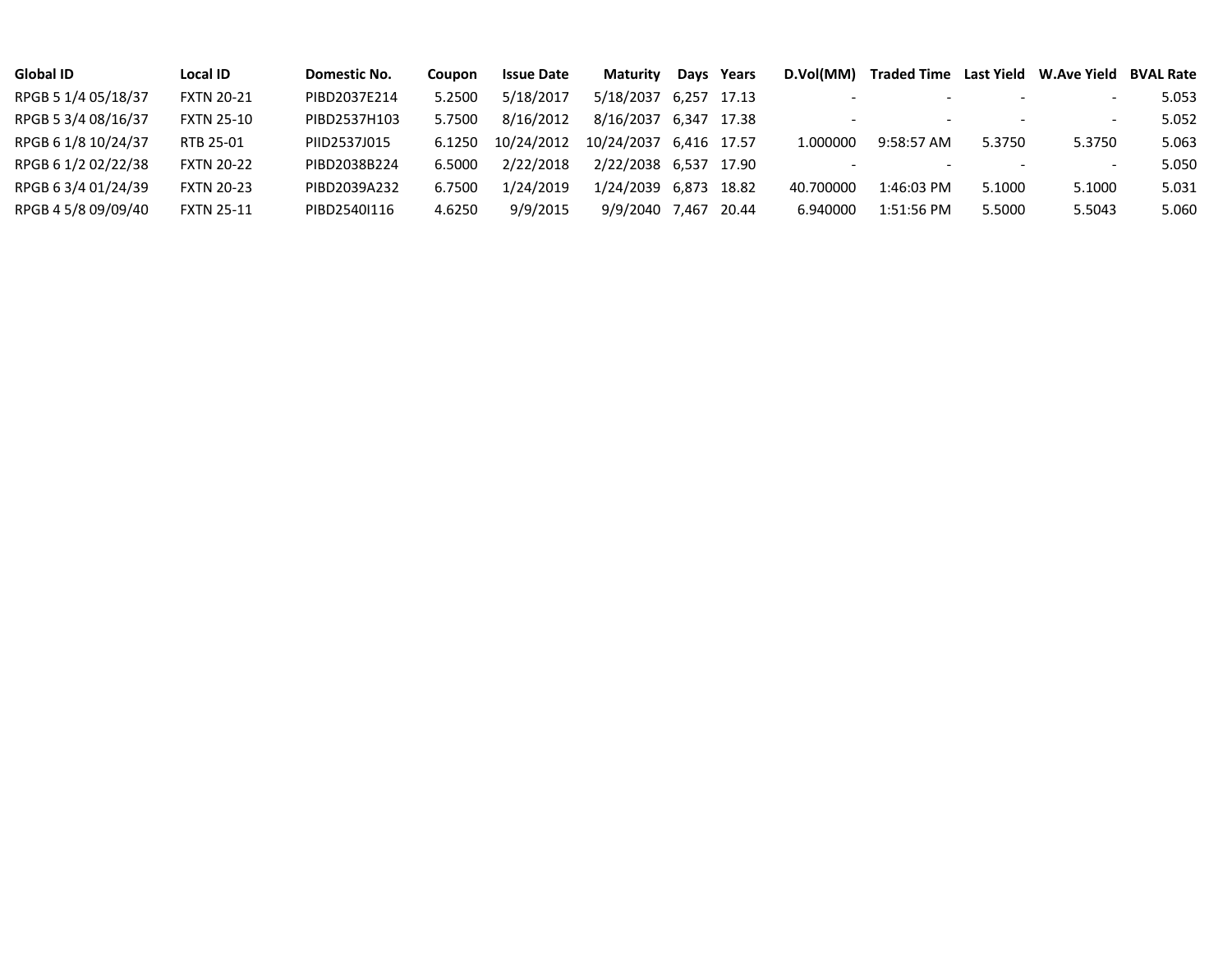| Global ID | Local ID | Domestic No. | Coupon | Issue Date | Maturity | Days | Years | D.Vol(MM) | Traded Time | Last Yield | W.Ave Yield | BVAL Rate |
|---|---|---|---|---|---|---|---|---|---|---|---|---|
| RPGB 5 1/4 05/18/37 | FXTN 20-21 | PIBD2037E214 | 5.2500 | 5/18/2017 | 5/18/2037 | 6,257 | 17.13 | - | - | - | - | 5.053 |
| RPGB 5 3/4 08/16/37 | FXTN 25-10 | PIBD2537H103 | 5.7500 | 8/16/2012 | 8/16/2037 | 6,347 | 17.38 | - | - | - | - | 5.052 |
| RPGB 6 1/8 10/24/37 | RTB 25-01 | PIID2537J015 | 6.1250 | 10/24/2012 | 10/24/2037 | 6,416 | 17.57 | 1.000000 | 9:58:57 AM | 5.3750 | 5.3750 | 5.063 |
| RPGB 6 1/2 02/22/38 | FXTN 20-22 | PIBD2038B224 | 6.5000 | 2/22/2018 | 2/22/2038 | 6,537 | 17.90 | - | - | - | - | 5.050 |
| RPGB 6 3/4 01/24/39 | FXTN 20-23 | PIBD2039A232 | 6.7500 | 1/24/2019 | 1/24/2039 | 6,873 | 18.82 | 40.700000 | 1:46:03 PM | 5.1000 | 5.1000 | 5.031 |
| RPGB 4 5/8 09/09/40 | FXTN 25-11 | PIBD2540I116 | 4.6250 | 9/9/2015 | 9/9/2040 | 7,467 | 20.44 | 6.940000 | 1:51:56 PM | 5.5000 | 5.5043 | 5.060 |